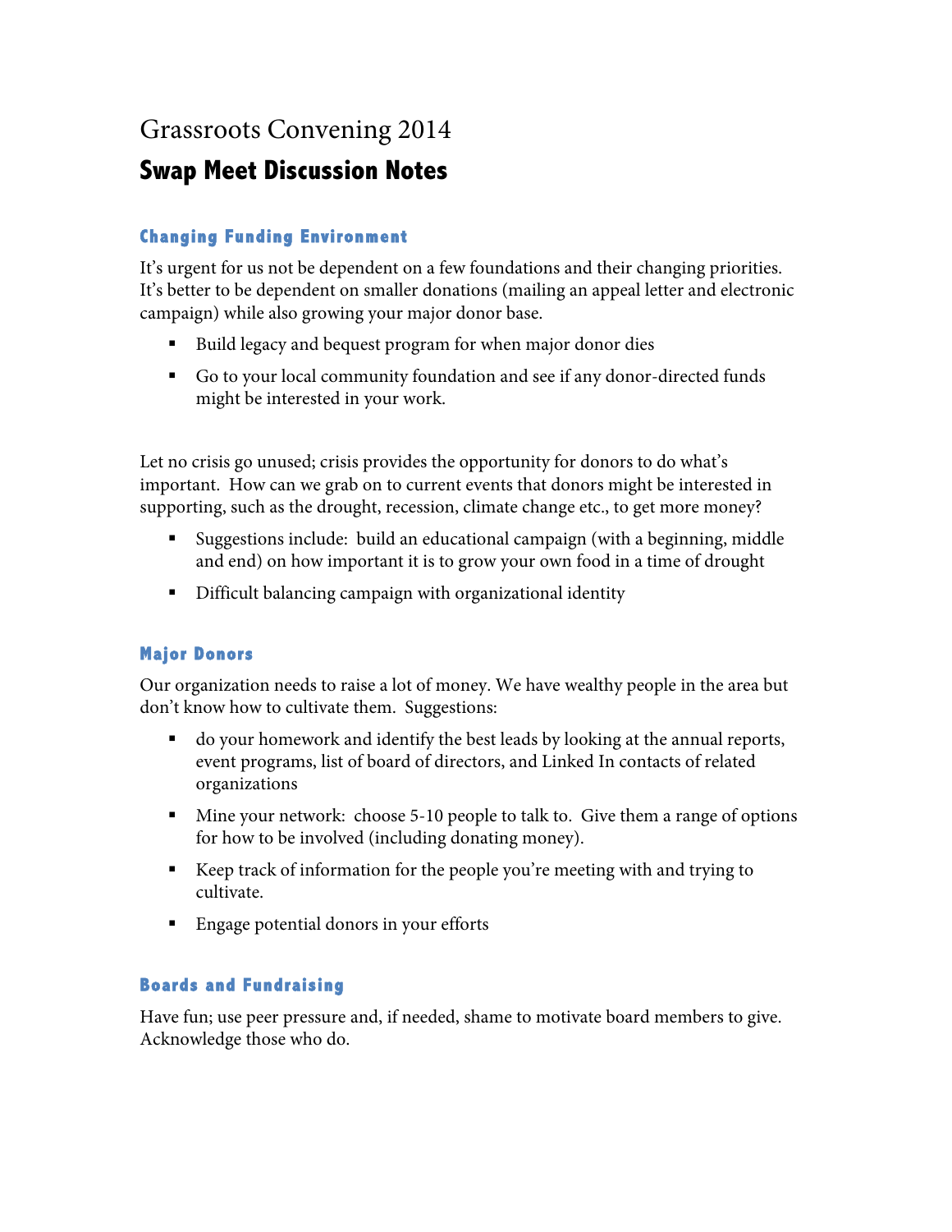# Grassroots Convening 2014

## Swap Meet Discussion Notes

### Changing Funding Environment

It's urgent for us not be dependent on a few foundations and their changing priorities. It's better to be dependent on smaller donations (mailing an appeal letter and electronic campaign) while also growing your major donor base.

- Build legacy and bequest program for when major donor dies
- Go to your local community foundation and see if any donor-directed funds might be interested in your work.

Let no crisis go unused; crisis provides the opportunity for donors to do what's important. How can we grab on to current events that donors might be interested in supporting, such as the drought, recession, climate change etc., to get more money?

- Suggestions include: build an educational campaign (with a beginning, middle and end) on how important it is to grow your own food in a time of drought
- Difficult balancing campaign with organizational identity

### Major Donors

Our organization needs to raise a lot of money. We have wealthy people in the area but don't know how to cultivate them. Suggestions:

- do your homework and identify the best leads by looking at the annual reports, event programs, list of board of directors, and Linked In contacts of related organizations
- Mine your network: choose 5-10 people to talk to. Give them a range of options for how to be involved (including donating money).
- Keep track of information for the people you're meeting with and trying to cultivate.
- Engage potential donors in your efforts

### Boards and Fundraising

Have fun; use peer pressure and, if needed, shame to motivate board members to give. Acknowledge those who do.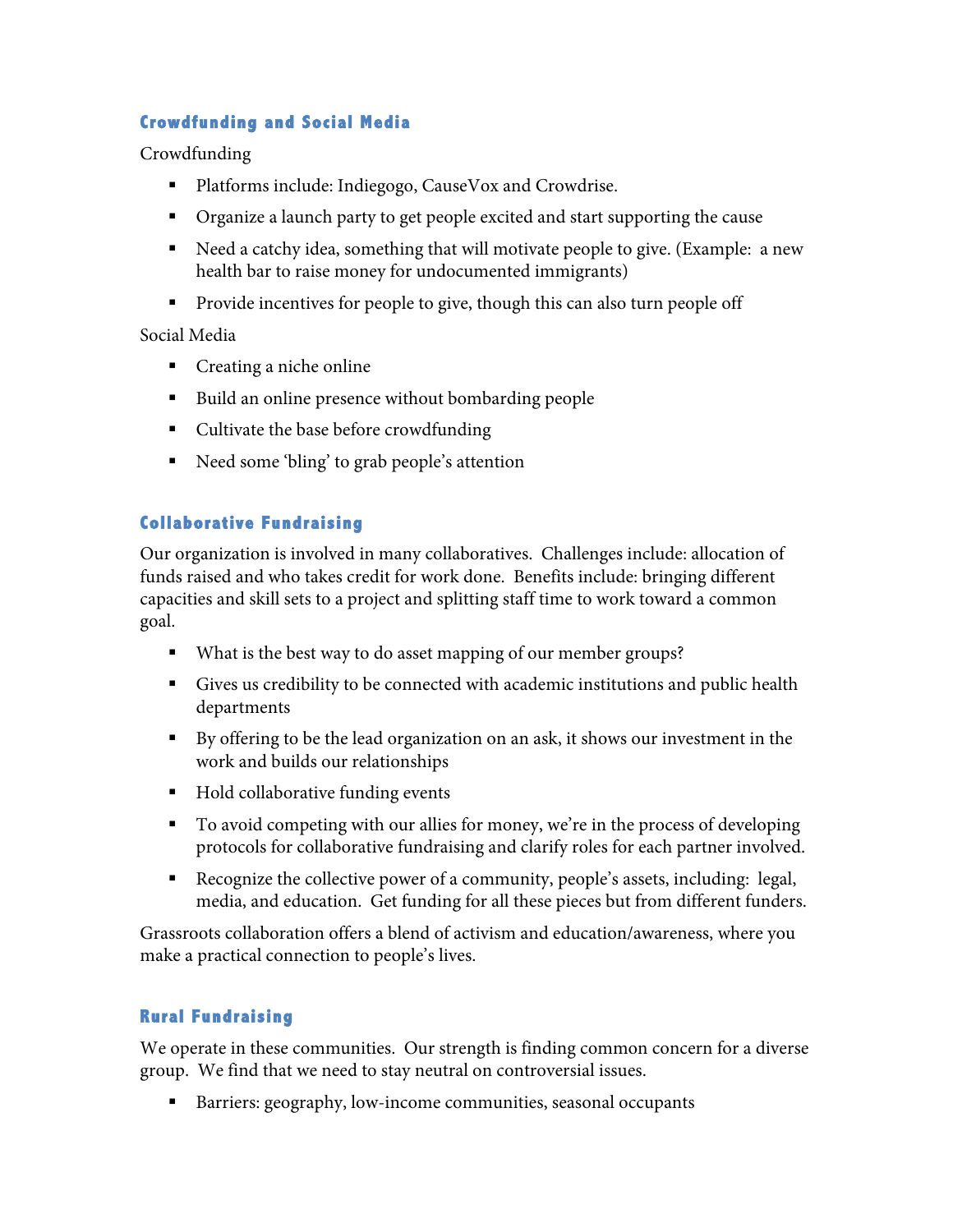### Crowdfunding and Social Media

Crowdfunding

- Platforms include: Indiegogo, CauseVox and Crowdrise.
- Organize a launch party to get people excited and start supporting the cause
- Need a catchy idea, something that will motivate people to give. (Example: a new health bar to raise money for undocumented immigrants)
- Provide incentives for people to give, though this can also turn people off

Social Media

- Creating a niche online
- Build an online presence without bombarding people
- Cultivate the base before crowdfunding
- Need some 'bling' to grab people's attention

### Collaborative Fundraising

Our organization is involved in many collaboratives. Challenges include: allocation of funds raised and who takes credit for work done. Benefits include: bringing different capacities and skill sets to a project and splitting staff time to work toward a common goal.

- What is the best way to do asset mapping of our member groups?
- Gives us credibility to be connected with academic institutions and public health departments
- By offering to be the lead organization on an ask, it shows our investment in the work and builds our relationships
- Hold collaborative funding events
- To avoid competing with our allies for money, we're in the process of developing protocols for collaborative fundraising and clarify roles for each partner involved.
- Recognize the collective power of a community, people's assets, including: legal, media, and education. Get funding for all these pieces but from different funders.

Grassroots collaboration offers a blend of activism and education/awareness, where you make a practical connection to people's lives.

### Rural Fundraising

We operate in these communities. Our strength is finding common concern for a diverse group. We find that we need to stay neutral on controversial issues.

- Barriers: geography, low-income communities, seasonal occupants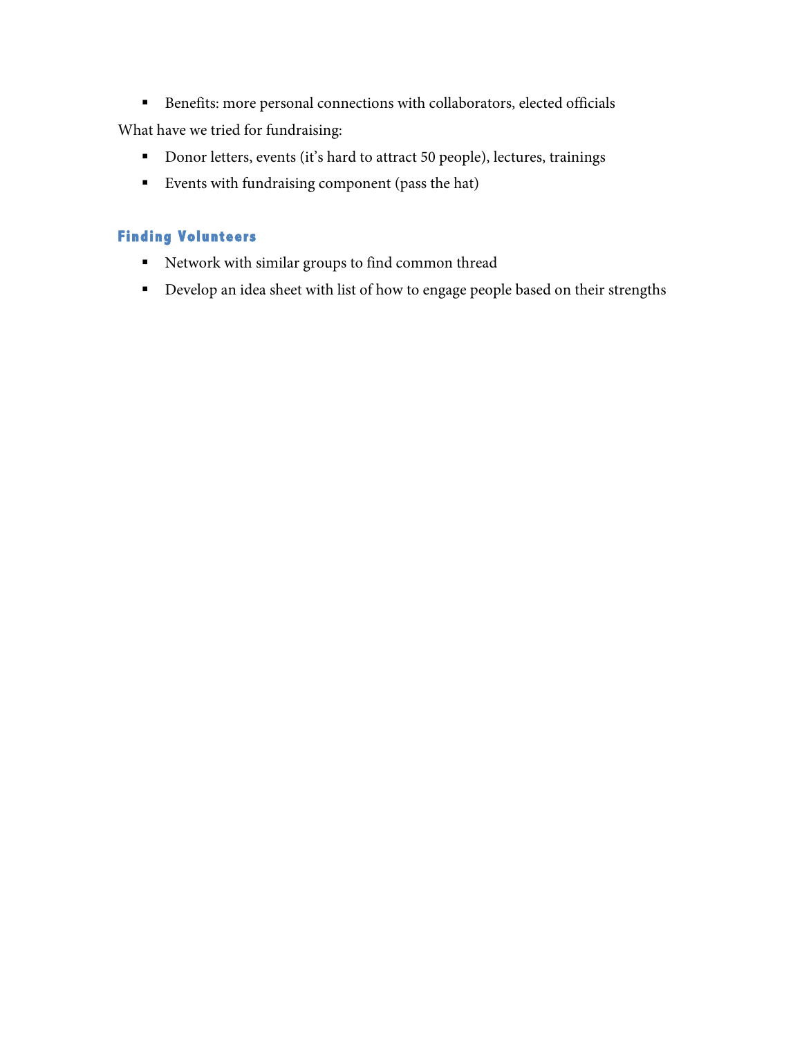- Benefits: more personal connections with collaborators, elected officials

What have we tried for fundraising:

- Donor letters, events (it's hard to attract 50 people), lectures, trainings
- Events with fundraising component (pass the hat)

## Finding Volunteers

- Network with similar groups to find common thread
- Develop an idea sheet with list of how to engage people based on their strengths